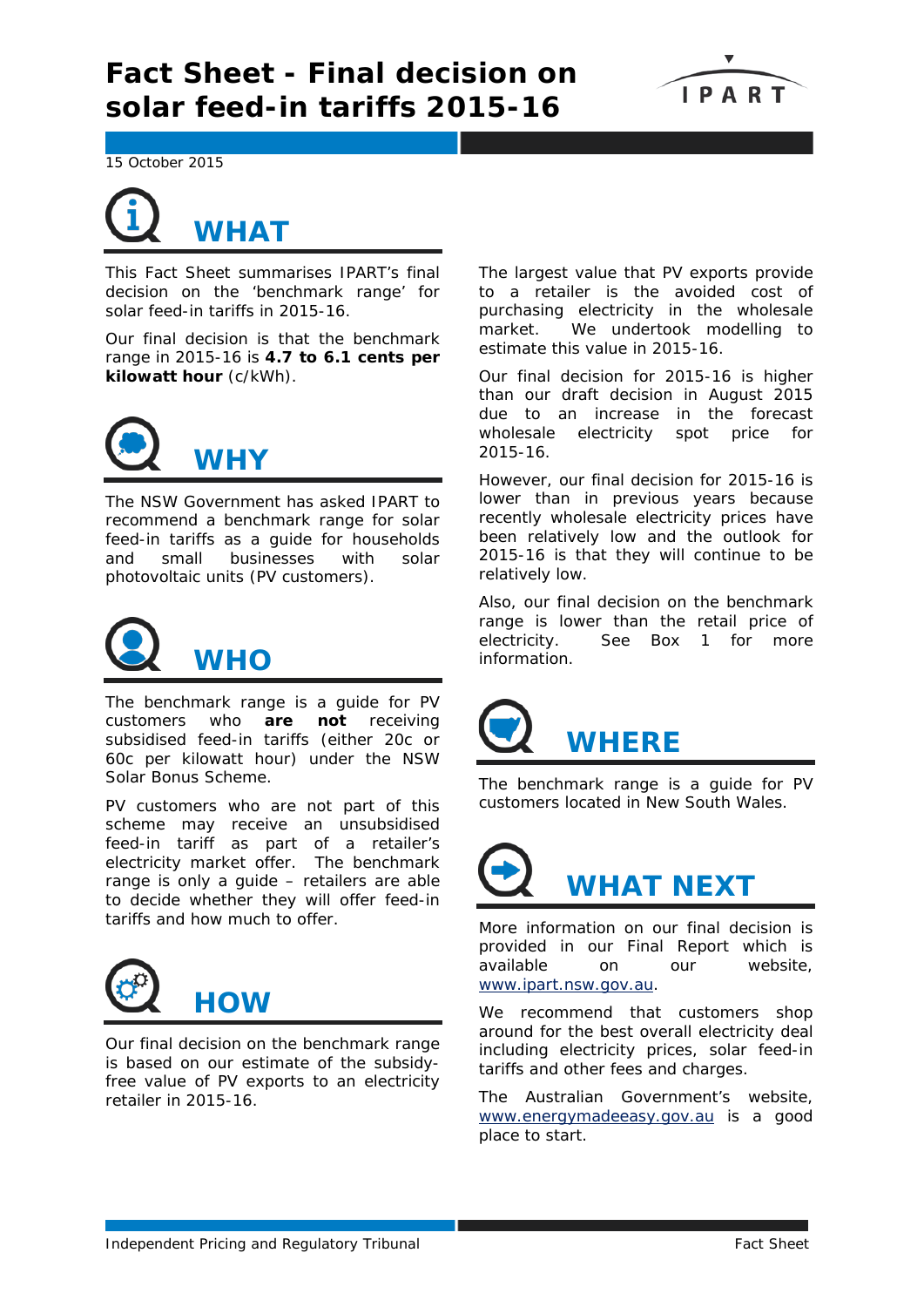# Fact Sheet - Final decision on solar feed-in tariffs 2015-16

15 October 2015

## WHAT

This Fact Sheet summarises IPART's final decision on the 'benchmark range' for solar feed-in tariffs in 2015-16.

Our final decision is that the benchmark range in 2015-16 is **4.7 to 6.1 cents per kilowatt hour** (c/kWh).

## WHY

The NSW Government has asked IPART to recommend a benchmark range for solar feed-in tariffs as a guide for households and small businesses with solar photovoltaic units (PV customers).

## WHO

The benchmark range is a guide for PV customers who **are not** receiving subsidised feed-in tariffs (either 20c or 60c per kilowatt hour) under the NSW Solar Bonus Scheme.

PV customers who are not part of this scheme may receive an unsubsidised feed-in tariff as part of a retailer's electricity market offer. The benchmark range is only a guide – retailers are able to decide whether they will offer feed-in tariffs and how much to offer.

## HOW

Our final decision on the benchmark range is based on our estimate of the subsidy-free value of PV exports to an electricity retailer in 2015-16.

The largest value that PV exports provide to a retailer is the avoided cost of purchasing electricity in the wholesale market. We undertook modelling to estimate this value in 2015-16.

Our final decision for 2015-16 is higher than our draft decision in August 2015 due to an increase in the forecast wholesale electricity spot price for 2015-16.

However, our final decision for 2015-16 is lower than in previous years because recently wholesale electricity prices have been relatively low and the outlook for 2015-16 is that they will continue to be relatively low.

Also, our final decision on the benchmark range is lower than the retail price of electricity. See Box 1 for more information.

## WHERE

The benchmark range is a guide for PV customers located in New South Wales.

## WHAT NEXT

More information on our final decision is provided in our Final Report which is available on our website, www.ipart.nsw.gov.au.

We recommend that customers shop around for the best overall electricity deal including electricity prices, solar feed-in tariffs and other fees and charges.

The Australian Government's website, www.energymadeeasy.gov.au is a good place to start.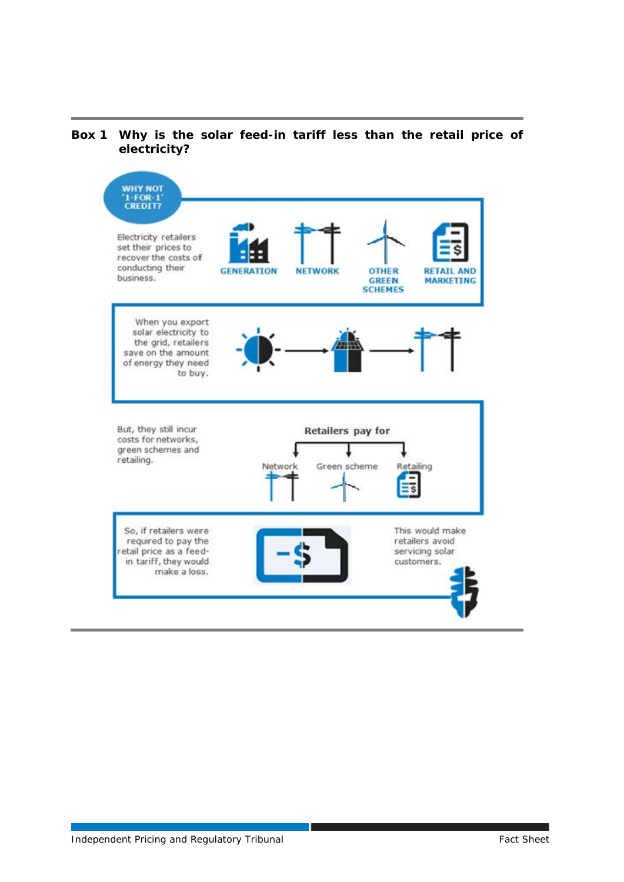**Box 1 Why is the solar feed-in tariff less than the retail price of electricity?**

WHY NOT '1-FOR-1' CREDIT?

Electricity retailers set their prices to recover the costs of conducting their business.

GENERATION

NETWORK

OTHER GREEN SCHEMES

RETAIL AND MARKETING

When you export solar electricity to the grid, retailers save on the amount of energy they need to buy.

But, they still incur costs for networks, green schemes and retailing.

Retailers pay for

Network

Green scheme

Retailing

So, if retailers were required to pay the retail price as a feed-in tariff, they would make a loss.

-$

This would make retailers avoid servicing solar customers.